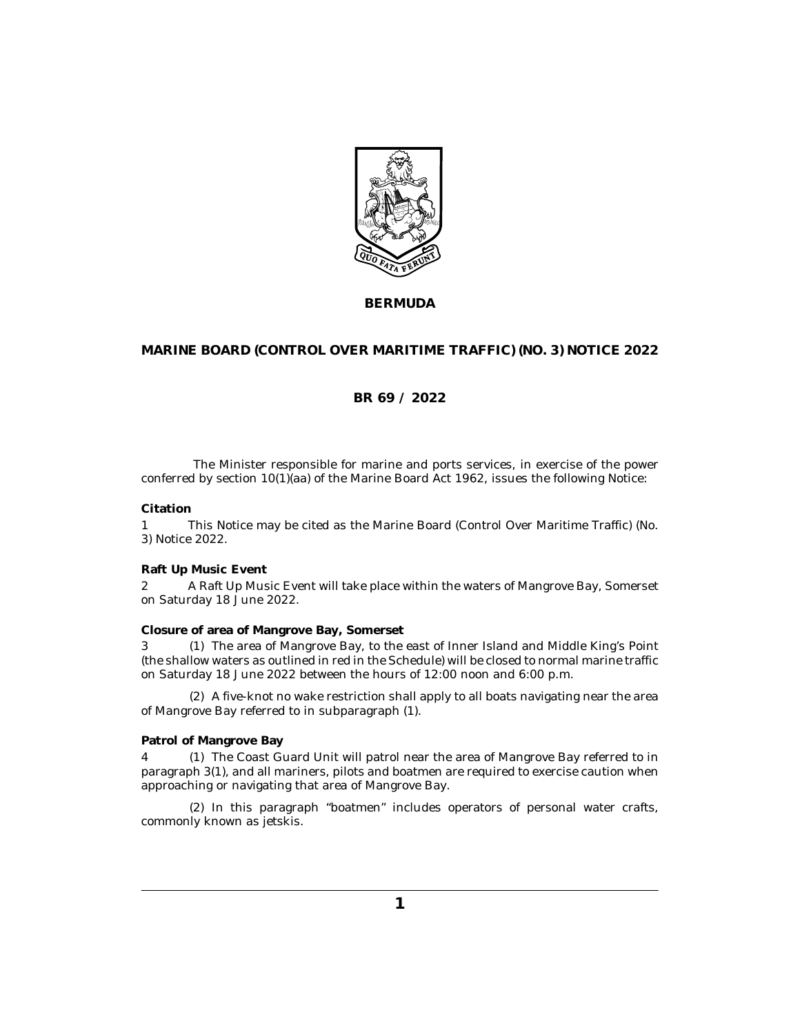**BERMUDA**

# MARINE BOARD (CONTROL OVER MARITIME TRAFFIC) (NO. 3) NOTICE 2022

**BR 69 / 2022**

The Minister responsible for marine and ports services, in exercise of the power conferred by section 10(1)(aa) of the Marine Board Act 1962, issues the following Notice:

**Citation**

1 This Notice may be cited as the Marine Board (Control Over Maritime Traffic) (No. 3) Notice 2022.

**Raft Up Music Event**

2 A Raft Up Music Event will take place within the waters of Mangrove Bay, Somerset on Saturday 18 June 2022.

**Closure of area of Mangrove Bay, Somerset**

3 (1) The area of Mangrove Bay, to the east of Inner Island and Middle King's Point (the shallow waters as outlined in red in the Schedule) will be closed to normal marine traffic on Saturday 18 June 2022 between the hours of 12:00 noon and 6:00 p.m.

(2) A five-knot no wake restriction shall apply to all boats navigating near the area of Mangrove Bay referred to in subparagraph (1).

**Patrol of Mangrove Bay**

4 (1) The Coast Guard Unit will patrol near the area of Mangrove Bay referred to in paragraph 3(1), and all mariners, pilots and boatmen are required to exercise caution when approaching or navigating that area of Mangrove Bay.

(2) In this paragraph "boatmen" includes operators of personal water crafts, commonly known as jetskis.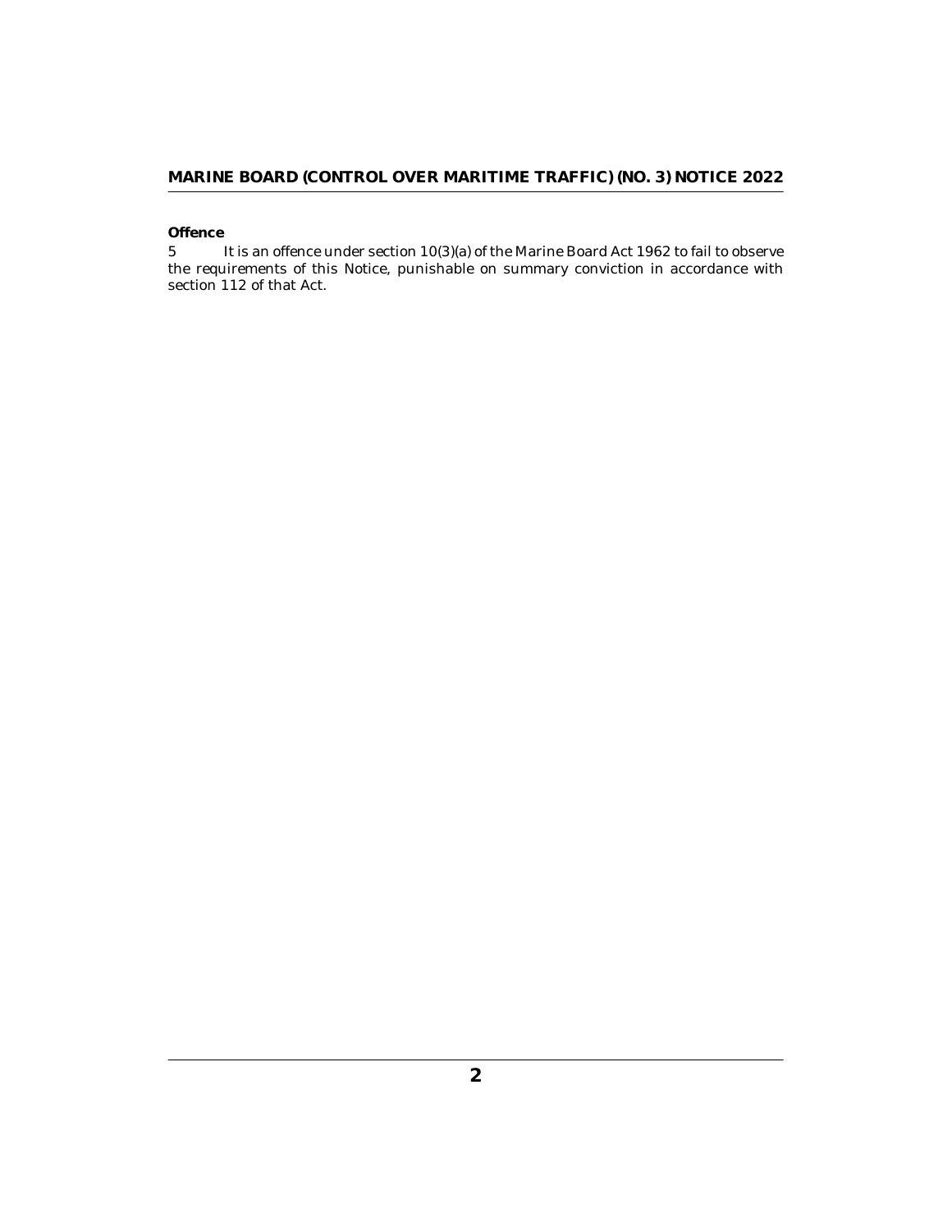**Offence**

5 It is an offence under section 10(3)(a) of the Marine Board Act 1962 to fail to observe the requirements of this Notice, punishable on summary conviction in accordance with section 112 of that Act.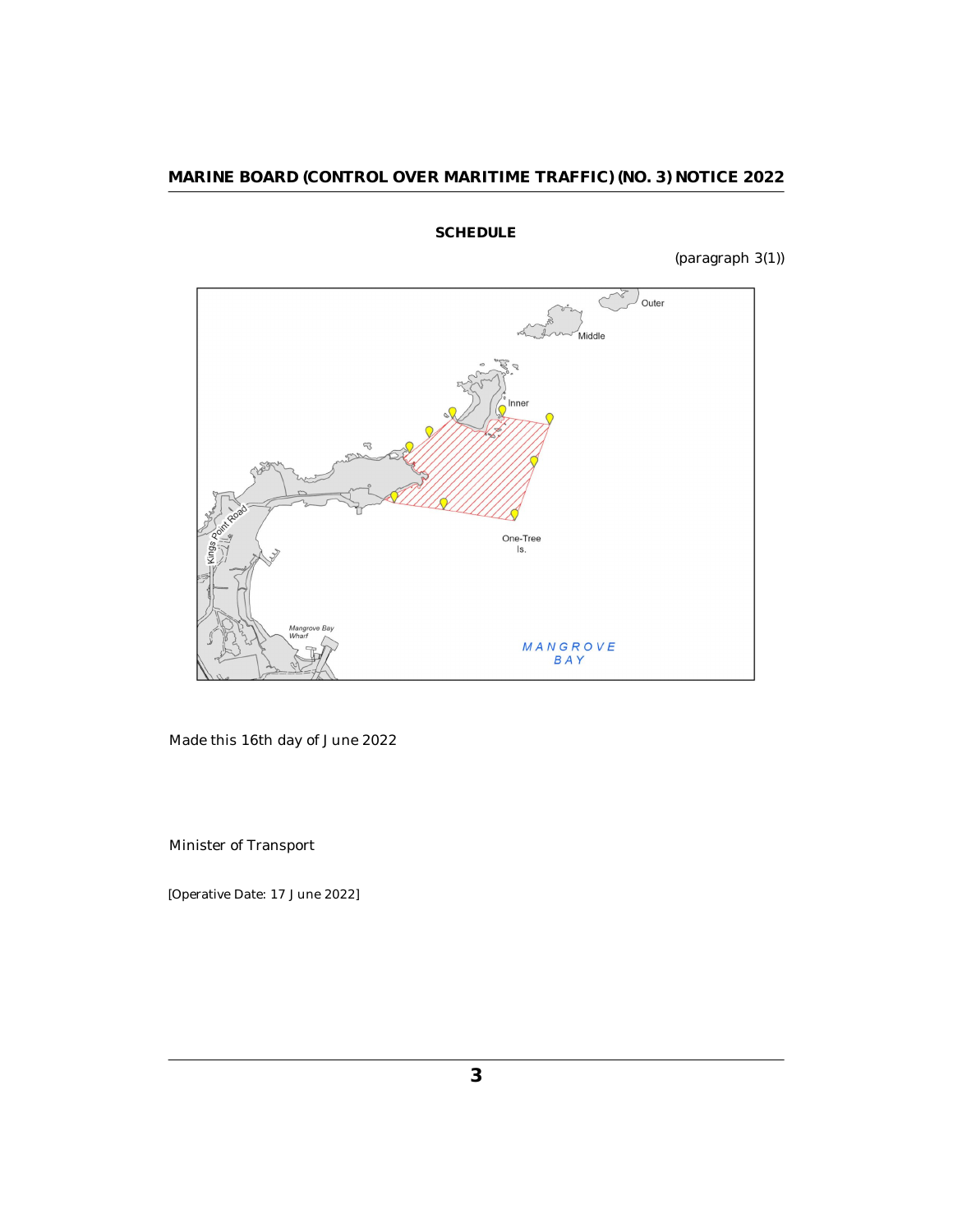## SCHEDULE

(paragraph 3(1))

Outer

Middle

Inner

One-Tree Is.

Kings Point Road

Mangrove Bay Wharf

MANGROVE BAY

Made this 16th day of June 2022

Minister of Transport

[Operative Date: 17 June 2022]